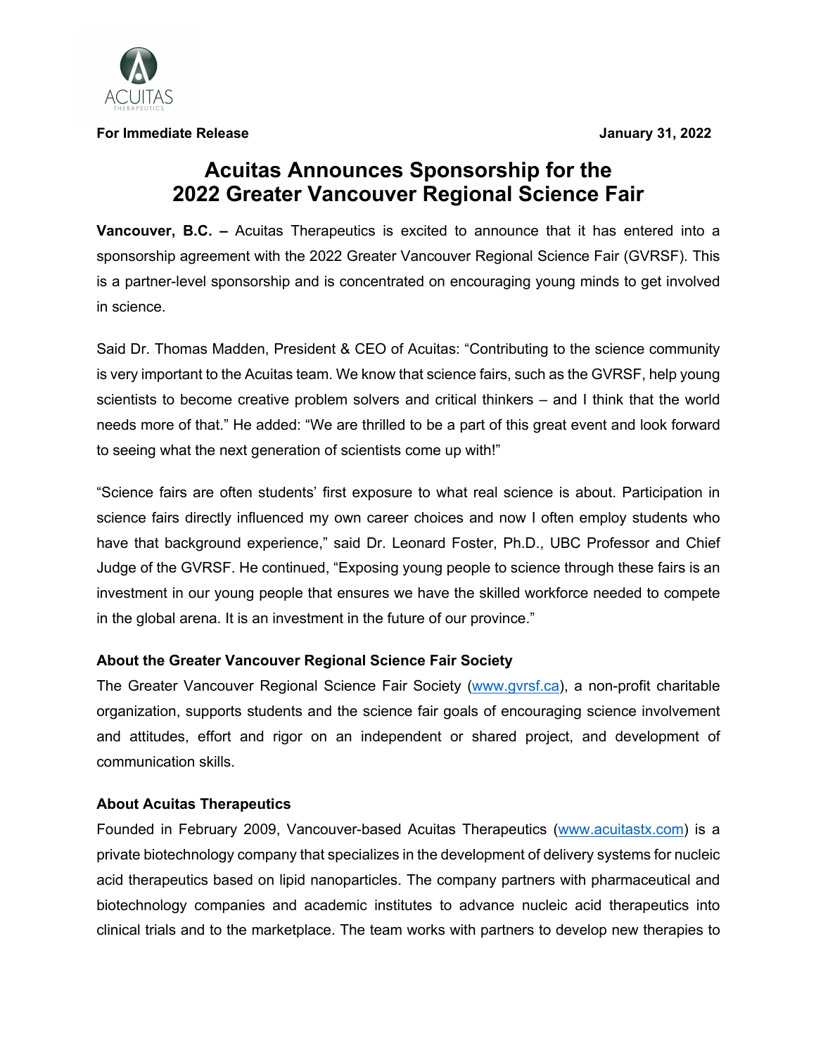ACUITAS THERAPEUTICS

**For Immediate Release** **January 31, 2022**

# Acuitas Announces Sponsorship for the 2022 Greater Vancouver Regional Science Fair

**Vancouver, B.C. –** Acuitas Therapeutics is excited to announce that it has entered into a sponsorship agreement with the 2022 Greater Vancouver Regional Science Fair (GVRSF). This is a partner-level sponsorship and is concentrated on encouraging young minds to get involved in science.

Said Dr. Thomas Madden, President & CEO of Acuitas: "Contributing to the science community is very important to the Acuitas team. We know that science fairs, such as the GVRSF, help young scientists to become creative problem solvers and critical thinkers – and I think that the world needs more of that." He added: "We are thrilled to be a part of this great event and look forward to seeing what the next generation of scientists come up with!"

"Science fairs are often students' first exposure to what real science is about. Participation in science fairs directly influenced my own career choices and now I often employ students who have that background experience," said Dr. Leonard Foster, Ph.D., UBC Professor and Chief Judge of the GVRSF. He continued, "Exposing young people to science through these fairs is an investment in our young people that ensures we have the skilled workforce needed to compete in the global arena. It is an investment in the future of our province."

### About the Greater Vancouver Regional Science Fair Society

The Greater Vancouver Regional Science Fair Society (www.gvrsf.ca), a non-profit charitable organization, supports students and the science fair goals of encouraging science involvement and attitudes, effort and rigor on an independent or shared project, and development of communication skills.

### About Acuitas Therapeutics

Founded in February 2009, Vancouver-based Acuitas Therapeutics (www.acuitastx.com) is a private biotechnology company that specializes in the development of delivery systems for nucleic acid therapeutics based on lipid nanoparticles. The company partners with pharmaceutical and biotechnology companies and academic institutes to advance nucleic acid therapeutics into clinical trials and to the marketplace. The team works with partners to develop new therapies to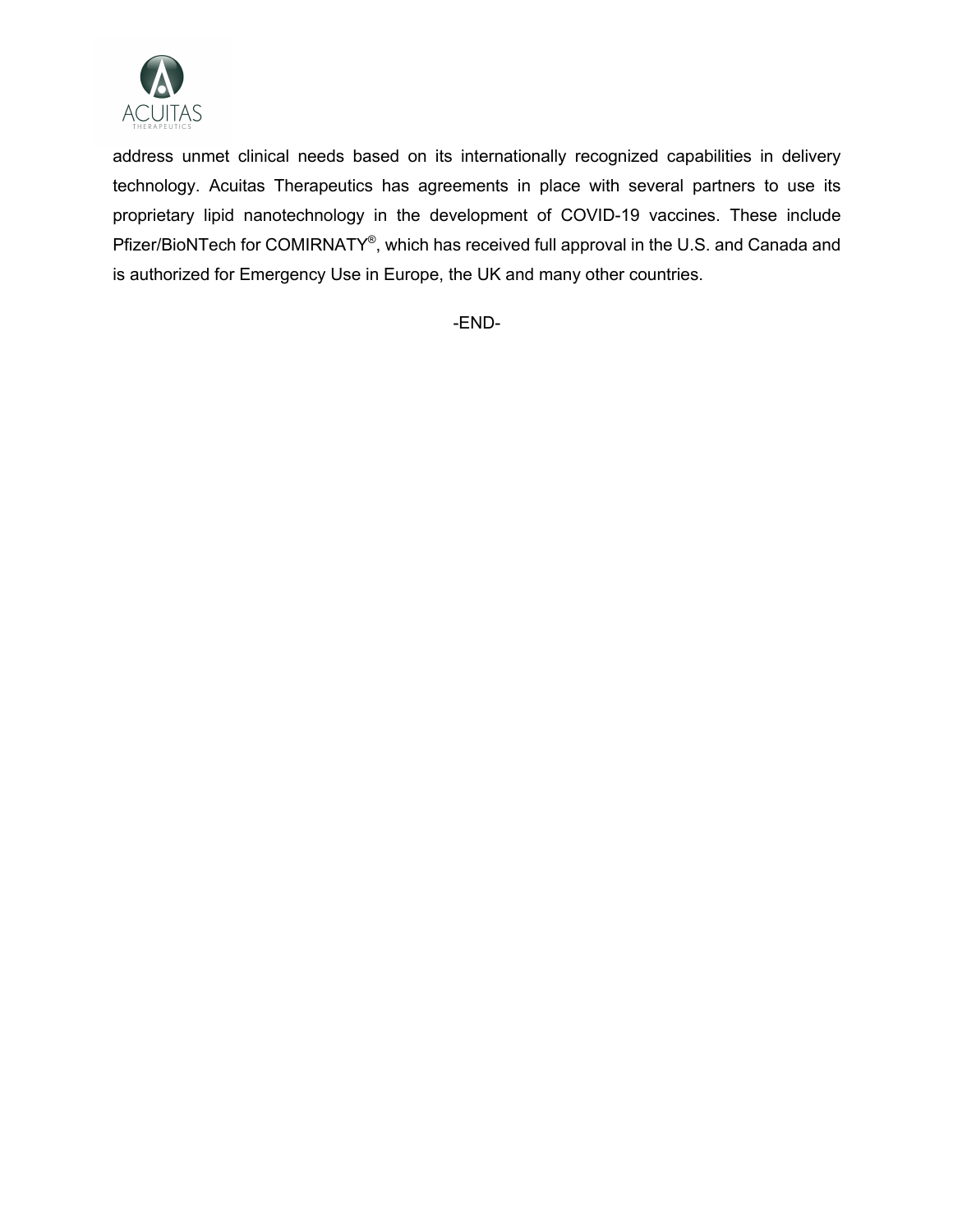address unmet clinical needs based on its internationally recognized capabilities in delivery technology. Acuitas Therapeutics has agreements in place with several partners to use its proprietary lipid nanotechnology in the development of COVID-19 vaccines. These include Pfizer/BioNTech for COMIRNATY®, which has received full approval in the U.S. and Canada and is authorized for Emergency Use in Europe, the UK and many other countries.

-END-